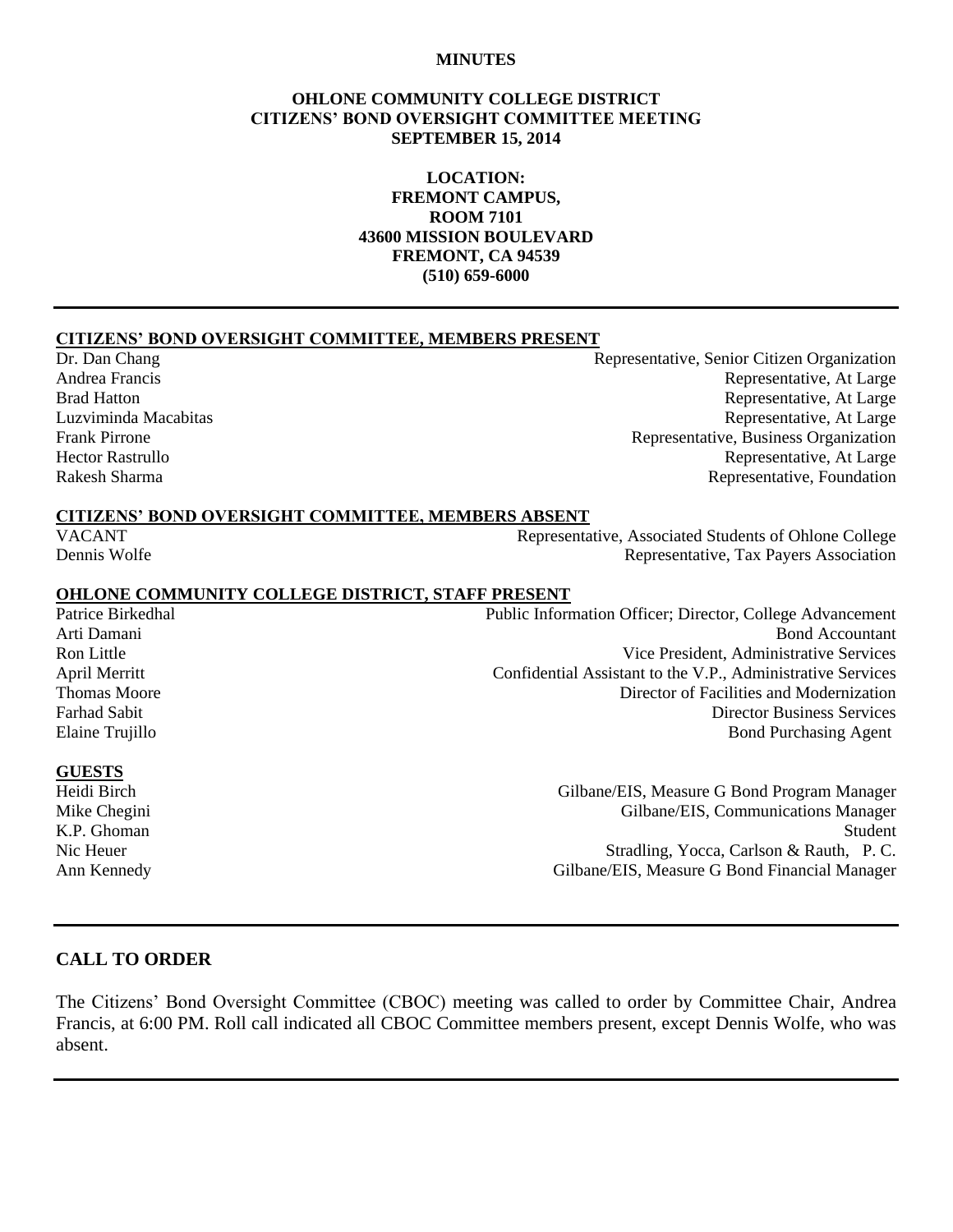**MINUTES**

**OHLONE COMMUNITY COLLEGE DISTRICT**
**CITIZENS' BOND OVERSIGHT COMMITTEE MEETING**
**SEPTEMBER 15, 2014**

**LOCATION:**
**FREMONT CAMPUS,**
**ROOM 7101**
**43600 MISSION BOULEVARD**
**FREMONT, CA 94539**
**(510) 659-6000**

---

**CITIZENS' BOND OVERSIGHT COMMITTEE, MEMBERS PRESENT**

| | |
|---|---|
| Dr. Dan Chang | Representative, Senior Citizen Organization |
| Andrea Francis | Representative, At Large |
| Brad Hatton | Representative, At Large |
| Luzviminda Macabitas | Representative, At Large |
| Frank Pirrone | Representative, Business Organization |
| Hector Rastrullo | Representative, At Large |
| Rakesh Sharma | Representative, Foundation |

**CITIZENS' BOND OVERSIGHT COMMITTEE, MEMBERS ABSENT**

| | |
|---|---|
| VACANT | Representative, Associated Students of Ohlone College |
| Dennis Wolfe | Representative, Tax Payers Association |

**OHLONE COMMUNITY COLLEGE DISTRICT, STAFF PRESENT**

| | |
|---|---|
| Patrice Birkedhal | Public Information Officer; Director, College Advancement |
| Arti Damani | Bond Accountant |
| Ron Little | Vice President, Administrative Services |
| April Merritt | Confidential Assistant to the V.P., Administrative Services |
| Thomas Moore | Director of Facilities and Modernization |
| Farhad Sabit | Director Business Services |
| Elaine Trujillo | Bond Purchasing Agent |

**GUESTS**

| | |
|---|---|
| Heidi Birch | Gilbane/EIS, Measure G Bond Program Manager |
| Mike Chegini | Gilbane/EIS, Communications Manager |
| K.P. Ghoman | Student |
| Nic Heuer | Stradling, Yocca, Carlson & Rauth, P. C. |
| Ann Kennedy | Gilbane/EIS, Measure G Bond Financial Manager |

---

## CALL TO ORDER

The Citizens' Bond Oversight Committee (CBOC) meeting was called to order by Committee Chair, Andrea Francis, at 6:00 PM. Roll call indicated all CBOC Committee members present, except Dennis Wolfe, who was absent.

---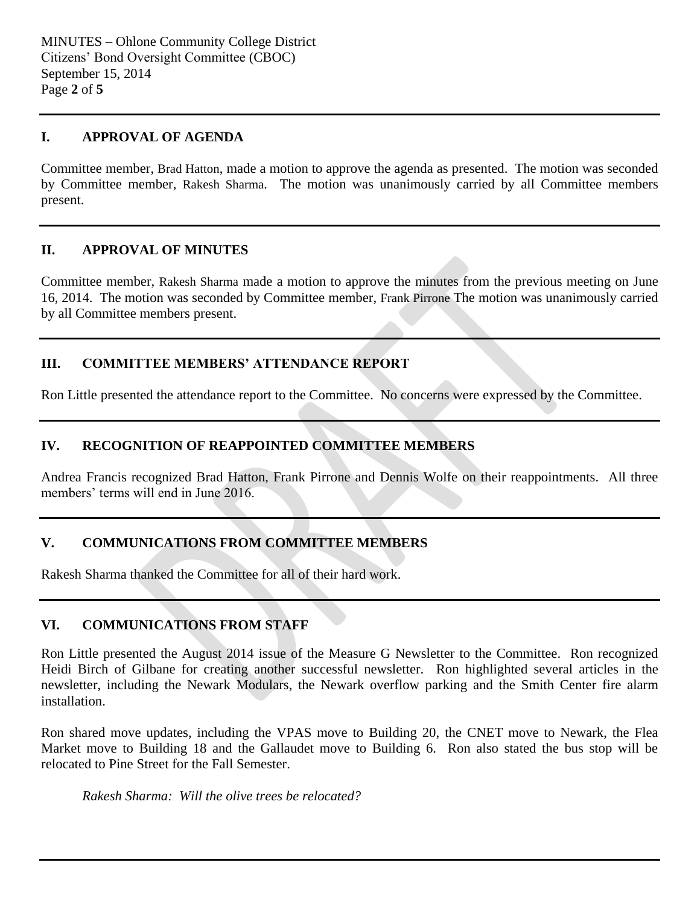## I. APPROVAL OF AGENDA

Committee member, Brad Hatton, made a motion to approve the agenda as presented. The motion was seconded by Committee member, Rakesh Sharma. The motion was unanimously carried by all Committee members present.

## II. APPROVAL OF MINUTES

Committee member, Rakesh Sharma made a motion to approve the minutes from the previous meeting on June 16, 2014. The motion was seconded by Committee member, Frank Pirrone The motion was unanimously carried by all Committee members present.

## III. COMMITTEE MEMBERS' ATTENDANCE REPORT

Ron Little presented the attendance report to the Committee. No concerns were expressed by the Committee.

## IV. RECOGNITION OF REAPPOINTED COMMITTEE MEMBERS

Andrea Francis recognized Brad Hatton, Frank Pirrone and Dennis Wolfe on their reappointments. All three members' terms will end in June 2016.

## V. COMMUNICATIONS FROM COMMITTEE MEMBERS

Rakesh Sharma thanked the Committee for all of their hard work.

## VI. COMMUNICATIONS FROM STAFF

Ron Little presented the August 2014 issue of the Measure G Newsletter to the Committee. Ron recognized Heidi Birch of Gilbane for creating another successful newsletter. Ron highlighted several articles in the newsletter, including the Newark Modulars, the Newark overflow parking and the Smith Center fire alarm installation.

Ron shared move updates, including the VPAS move to Building 20, the CNET move to Newark, the Flea Market move to Building 18 and the Gallaudet move to Building 6. Ron also stated the bus stop will be relocated to Pine Street for the Fall Semester.

> *Rakesh Sharma: Will the olive trees be relocated?*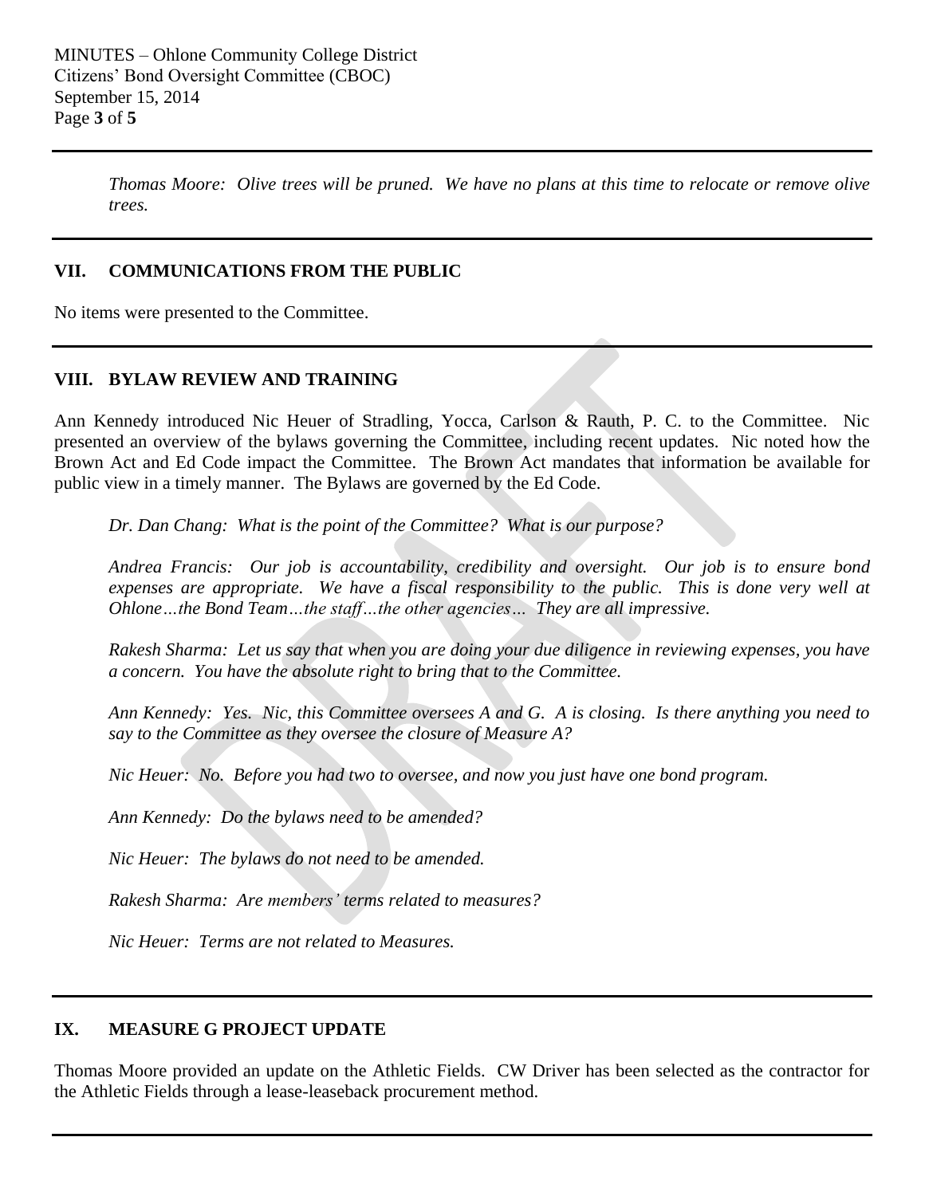*Thomas Moore: Olive trees will be pruned. We have no plans at this time to relocate or remove olive trees.*

## VII. COMMUNICATIONS FROM THE PUBLIC

No items were presented to the Committee.

## VIII. BYLAW REVIEW AND TRAINING

Ann Kennedy introduced Nic Heuer of Stradling, Yocca, Carlson & Rauth, P. C. to the Committee. Nic presented an overview of the bylaws governing the Committee, including recent updates. Nic noted how the Brown Act and Ed Code impact the Committee. The Brown Act mandates that information be available for public view in a timely manner. The Bylaws are governed by the Ed Code.

*Dr. Dan Chang: What is the point of the Committee? What is our purpose?*

*Andrea Francis: Our job is accountability, credibility and oversight. Our job is to ensure bond expenses are appropriate. We have a fiscal responsibility to the public. This is done very well at Ohlone…the Bond Team…the staff…the other agencies… They are all impressive.*

*Rakesh Sharma: Let us say that when you are doing your due diligence in reviewing expenses, you have a concern. You have the absolute right to bring that to the Committee.*

*Ann Kennedy: Yes. Nic, this Committee oversees A and G. A is closing. Is there anything you need to say to the Committee as they oversee the closure of Measure A?*

*Nic Heuer: No. Before you had two to oversee, and now you just have one bond program.*

*Ann Kennedy: Do the bylaws need to be amended?*

*Nic Heuer: The bylaws do not need to be amended.*

*Rakesh Sharma: Are members' terms related to measures?*

*Nic Heuer: Terms are not related to Measures.*

## IX. MEASURE G PROJECT UPDATE

Thomas Moore provided an update on the Athletic Fields. CW Driver has been selected as the contractor for the Athletic Fields through a lease-leaseback procurement method.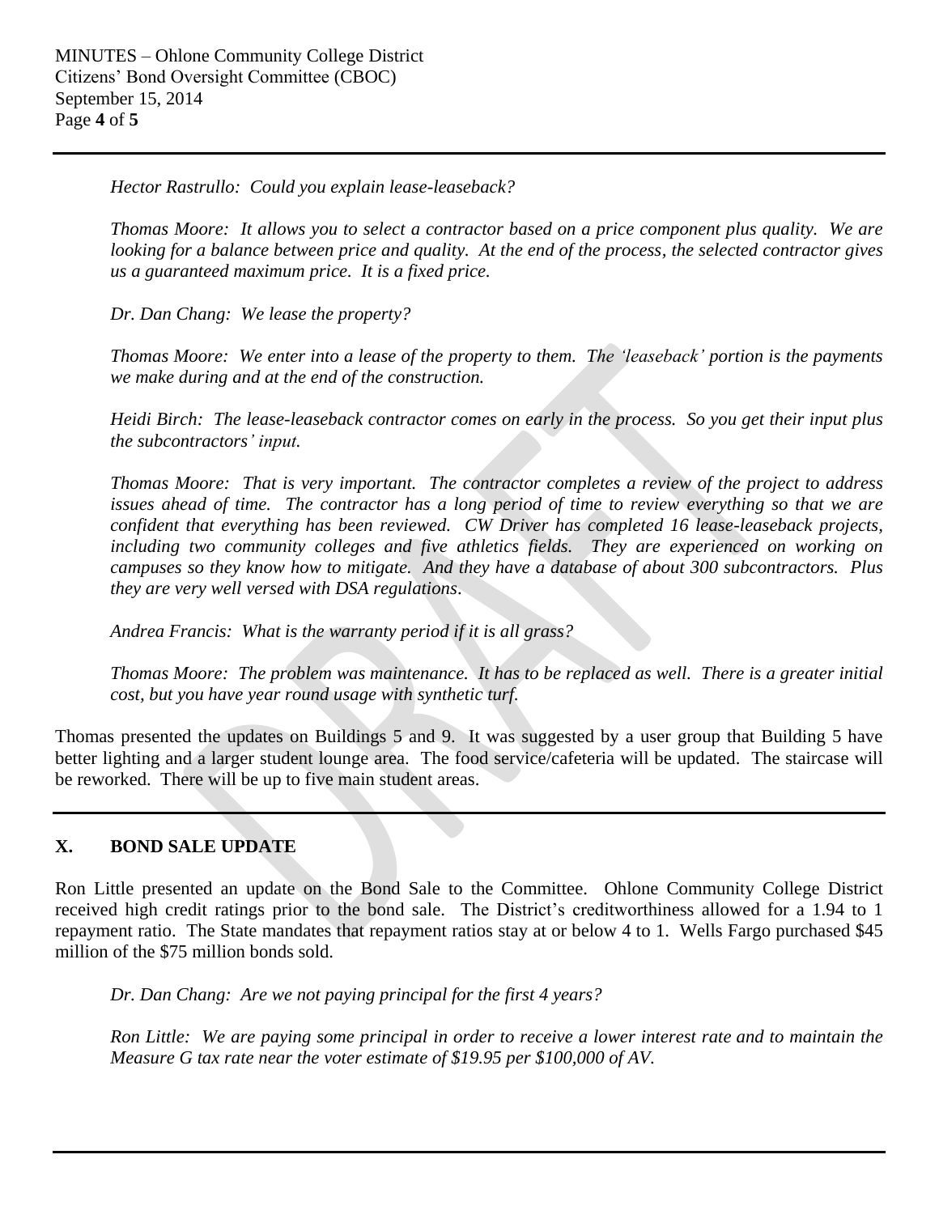*Hector Rastrullo: Could you explain lease-leaseback?*

*Thomas Moore: It allows you to select a contractor based on a price component plus quality. We are looking for a balance between price and quality. At the end of the process, the selected contractor gives us a guaranteed maximum price. It is a fixed price.*

*Dr. Dan Chang: We lease the property?*

*Thomas Moore: We enter into a lease of the property to them. The 'leaseback' portion is the payments we make during and at the end of the construction.*

*Heidi Birch: The lease-leaseback contractor comes on early in the process. So you get their input plus the subcontractors' input.*

*Thomas Moore: That is very important. The contractor completes a review of the project to address issues ahead of time. The contractor has a long period of time to review everything so that we are confident that everything has been reviewed. CW Driver has completed 16 lease-leaseback projects, including two community colleges and five athletics fields. They are experienced on working on campuses so they know how to mitigate. And they have a database of about 300 subcontractors. Plus they are very well versed with DSA regulations.*

*Andrea Francis: What is the warranty period if it is all grass?*

*Thomas Moore: The problem was maintenance. It has to be replaced as well. There is a greater initial cost, but you have year round usage with synthetic turf.*

Thomas presented the updates on Buildings 5 and 9. It was suggested by a user group that Building 5 have better lighting and a larger student lounge area. The food service/cafeteria will be updated. The staircase will be reworked. There will be up to five main student areas.

## X. BOND SALE UPDATE

Ron Little presented an update on the Bond Sale to the Committee. Ohlone Community College District received high credit ratings prior to the bond sale. The District's creditworthiness allowed for a 1.94 to 1 repayment ratio. The State mandates that repayment ratios stay at or below 4 to 1. Wells Fargo purchased $45 million of the $75 million bonds sold.

*Dr. Dan Chang: Are we not paying principal for the first 4 years?*

*Ron Little: We are paying some principal in order to receive a lower interest rate and to maintain the Measure G tax rate near the voter estimate of $19.95 per $100,000 of AV.*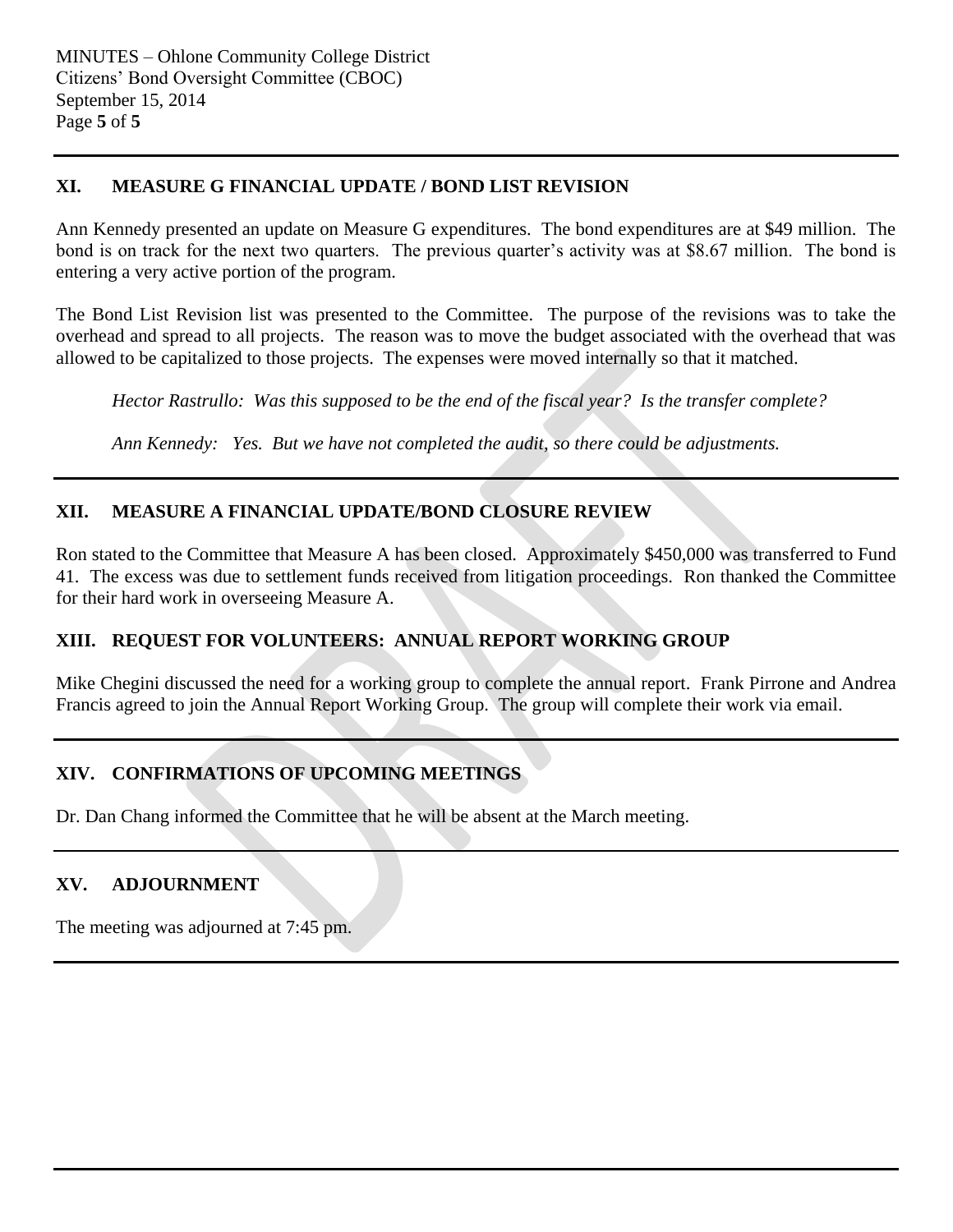## XI. MEASURE G FINANCIAL UPDATE / BOND LIST REVISION

Ann Kennedy presented an update on Measure G expenditures. The bond expenditures are at $49 million. The bond is on track for the next two quarters. The previous quarter's activity was at $8.67 million. The bond is entering a very active portion of the program.

The Bond List Revision list was presented to the Committee. The purpose of the revisions was to take the overhead and spread to all projects. The reason was to move the budget associated with the overhead that was allowed to be capitalized to those projects. The expenses were moved internally so that it matched.

> *Hector Rastrullo: Was this supposed to be the end of the fiscal year? Is the transfer complete?*
>
> *Ann Kennedy: Yes. But we have not completed the audit, so there could be adjustments.*

## XII. MEASURE A FINANCIAL UPDATE/BOND CLOSURE REVIEW

Ron stated to the Committee that Measure A has been closed. Approximately $450,000 was transferred to Fund 41. The excess was due to settlement funds received from litigation proceedings. Ron thanked the Committee for their hard work in overseeing Measure A.

## XIII. REQUEST FOR VOLUNTEERS: ANNUAL REPORT WORKING GROUP

Mike Chegini discussed the need for a working group to complete the annual report. Frank Pirrone and Andrea Francis agreed to join the Annual Report Working Group. The group will complete their work via email.

## XIV. CONFIRMATIONS OF UPCOMING MEETINGS

Dr. Dan Chang informed the Committee that he will be absent at the March meeting.

## XV. ADJOURNMENT

The meeting was adjourned at 7:45 pm.